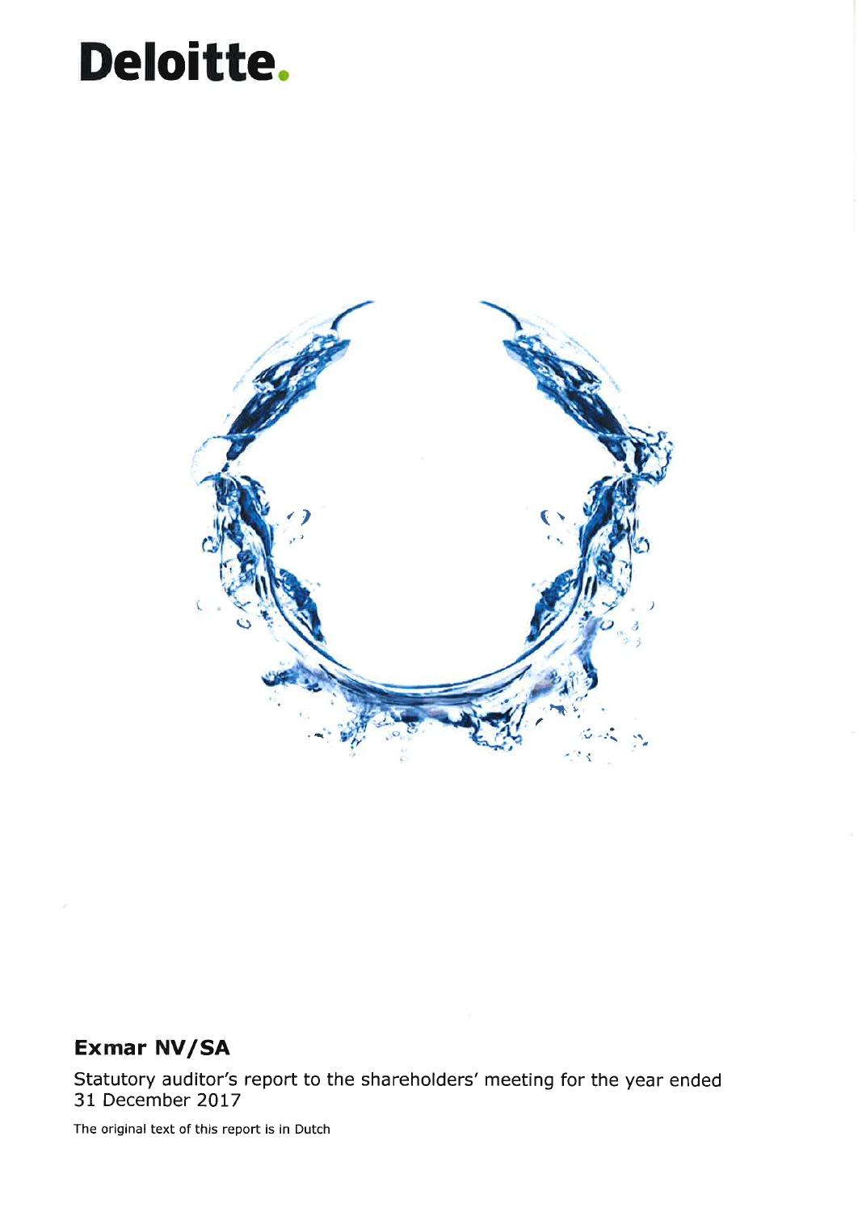Deloitte.

# Exmar NV/SA

Statutory auditor's report to the shareholders' meeting for the year ended 31 December 2017

The original text of this report is in Dutch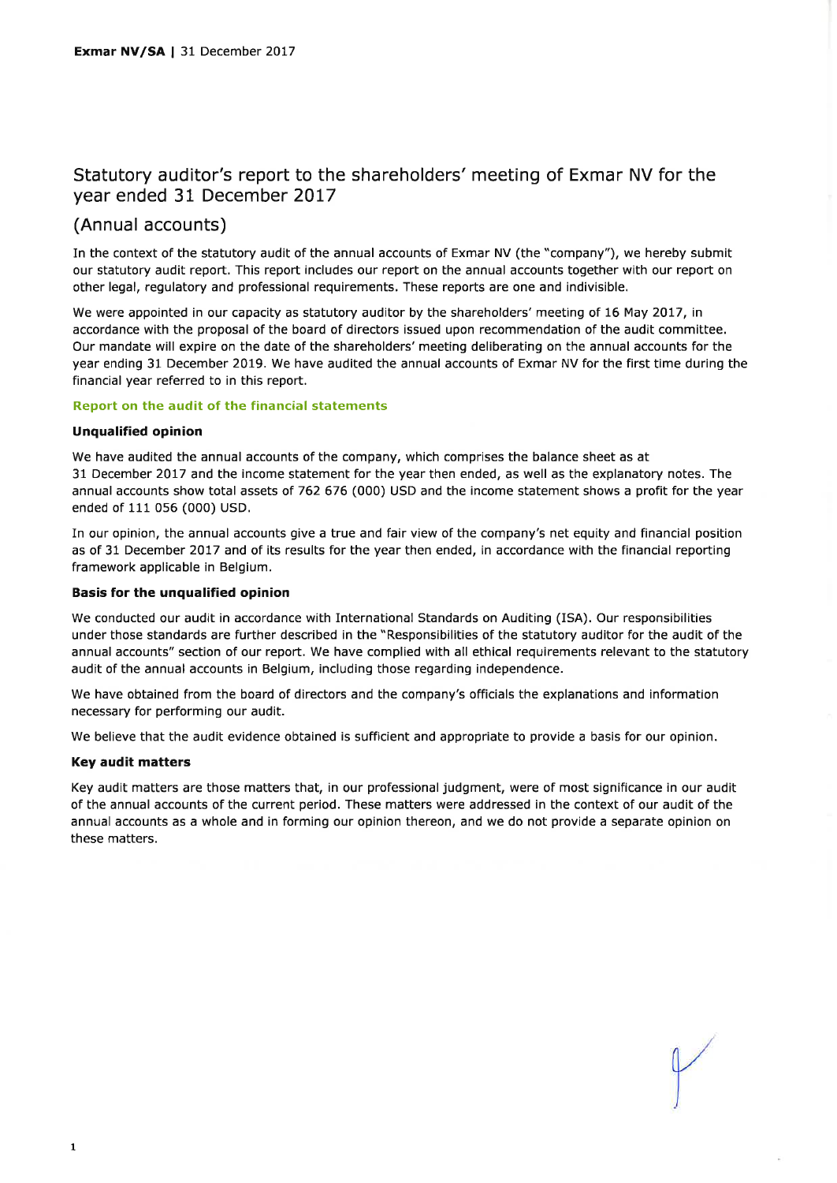# Statutory auditor's report to the shareholders' meeting of Exmar NV for the year ended 31 December 2017

## (Annual accounts)

In the context of the statutory audit of the annual accounts of Exmar NV (the "company"), we hereby submit our statutory audit report. This report includes our report on the annual accounts together with our report on other legal, regulatory and professional requirements. These reports are one and indivisible.

We were appointed in our capacity as statutory auditor by the shareholders' meeting of 16 May 2017, in accordance with the proposal of the board of directors issued upon recommendation of the audit committee. Our mandate will expire on the date of the shareholders' meeting deliberating on the annual accounts for the year ending 31 December 2019. We have audited the annual accounts of Exmar NV for the first time during the financial year referred to in this report.

### Report on the audit of the financial statements

#### Unqualified opinion

We have audited the annual accounts of the company, which comprises the balance sheet as at 31 December 2017 and the income statement for the year then ended, as well as the explanatory notes. The annual accounts show total assets of 762 676 (000) USD and the income statement shows a profit for the year ended of 111 056 (000) USD.

In our opinion, the annual accounts give a true and fair view of the company's net equity and financial position as of 31 December 2017 and of its results for the year then ended, in accordance with the financial reporting framework applicable in Belgium.

#### Basis for the unqualified opinion

We conducted our audit in accordance with International Standards on Auditing (ISA). Our responsibilities under those standards are further described in the "Responsibilities of the statutory auditor for the audit of the annual accounts" section of our report. We have complied with all ethical requirements relevant to the statutory audit of the annual accounts in Belgium, including those regarding independence.

We have obtained from the board of directors and the company's officials the explanations and information necessary for performing our audit.

We believe that the audit evidence obtained is sufficient and appropriate to provide a basis for our opinion.

#### Key audit matters

Key audit matters are those matters that, in our professional judgment, were of most significance in our audit of the annual accounts of the current period. These matters were addressed in the context of our audit of the annual accounts as a whole and in forming our opinion thereon, and we do not provide a separate opinion on these matters.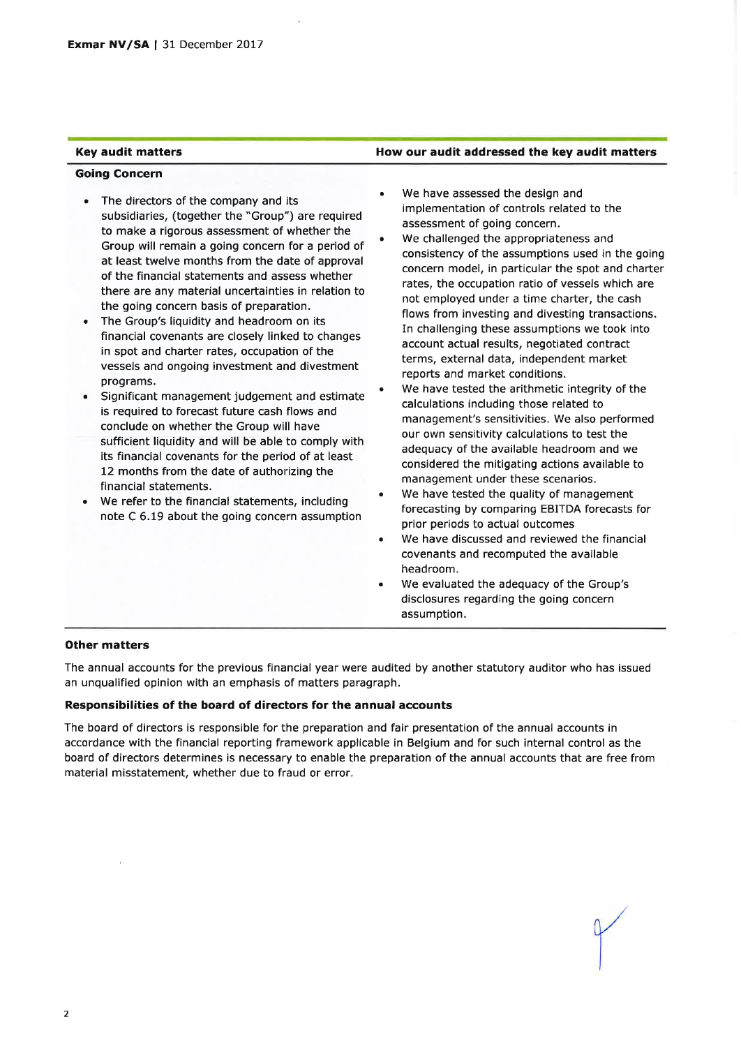| Key audit matters | How our audit addressed the key audit matters |
| --- | --- |
| **Going Concern**<br><br>• The directors of the company and its subsidiaries, (together the "Group") are required to make a rigorous assessment of whether the Group will remain a going concern for a period of at least twelve months from the date of approval of the financial statements and assess whether there are any material uncertainties in relation to the going concern basis of preparation.<br>• The Group's liquidity and headroom on its financial covenants are closely linked to changes in spot and charter rates, occupation of the vessels and ongoing investment and divestment programs.<br>• Significant management judgement and estimate is required to forecast future cash flows and conclude on whether the Group will have sufficient liquidity and will be able to comply with its financial covenants for the period of at least 12 months from the date of authorizing the financial statements.<br>• We refer to the financial statements, including note C 6.19 about the going concern assumption | • We have assessed the design and implementation of controls related to the assessment of going concern.<br>• We challenged the appropriateness and consistency of the assumptions used in the going concern model, in particular the spot and charter rates, the occupation ratio of vessels which are not employed under a time charter, the cash flows from investing and divesting transactions. In challenging these assumptions we took into account actual results, negotiated contract terms, external data, independent market reports and market conditions.<br>• We have tested the arithmetic integrity of the calculations including those related to management's sensitivities. We also performed our own sensitivity calculations to test the adequacy of the available headroom and we considered the mitigating actions available to management under these scenarios.<br>• We have tested the quality of management forecasting by comparing EBITDA forecasts for prior periods to actual outcomes<br>• We have discussed and reviewed the financial covenants and recomputed the available headroom.<br>• We evaluated the adequacy of the Group's disclosures regarding the going concern assumption. |

### Other matters

The annual accounts for the previous financial year were audited by another statutory auditor who has issued an unqualified opinion with an emphasis of matters paragraph.

### Responsibilities of the board of directors for the annual accounts

The board of directors is responsible for the preparation and fair presentation of the annual accounts in accordance with the financial reporting framework applicable in Belgium and for such internal control as the board of directors determines is necessary to enable the preparation of the annual accounts that are free from material misstatement, whether due to fraud or error.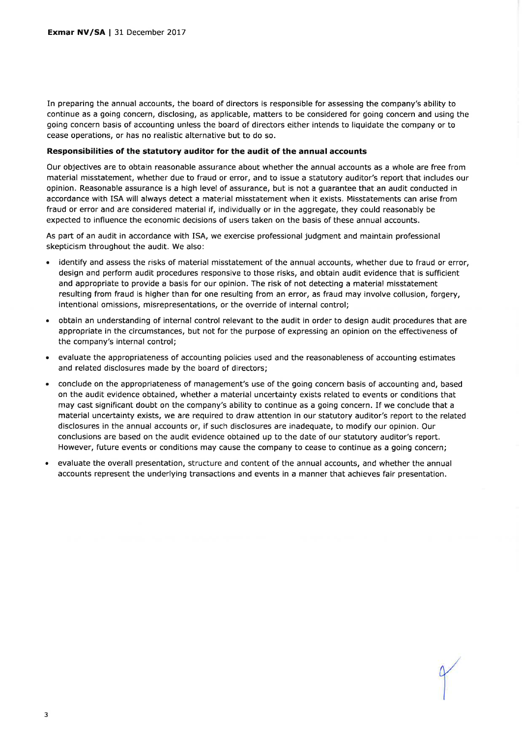In preparing the annual accounts, the board of directors is responsible for assessing the company's ability to continue as a going concern, disclosing, as applicable, matters to be considered for going concern and using the going concern basis of accounting unless the board of directors either intends to liquidate the company or to cease operations, or has no realistic alternative but to do so.

**Responsibilities of the statutory auditor for the audit of the annual accounts**

Our objectives are to obtain reasonable assurance about whether the annual accounts as a whole are free from material misstatement, whether due to fraud or error, and to issue a statutory auditor's report that includes our opinion. Reasonable assurance is a high level of assurance, but is not a guarantee that an audit conducted in accordance with ISA will always detect a material misstatement when it exists. Misstatements can arise from fraud or error and are considered material if, individually or in the aggregate, they could reasonably be expected to influence the economic decisions of users taken on the basis of these annual accounts.

As part of an audit in accordance with ISA, we exercise professional judgment and maintain professional skepticism throughout the audit. We also:

- identify and assess the risks of material misstatement of the annual accounts, whether due to fraud or error, design and perform audit procedures responsive to those risks, and obtain audit evidence that is sufficient and appropriate to provide a basis for our opinion. The risk of not detecting a material misstatement resulting from fraud is higher than for one resulting from an error, as fraud may involve collusion, forgery, intentional omissions, misrepresentations, or the override of internal control;
- obtain an understanding of internal control relevant to the audit in order to design audit procedures that are appropriate in the circumstances, but not for the purpose of expressing an opinion on the effectiveness of the company's internal control;
- evaluate the appropriateness of accounting policies used and the reasonableness of accounting estimates and related disclosures made by the board of directors;
- conclude on the appropriateness of management's use of the going concern basis of accounting and, based on the audit evidence obtained, whether a material uncertainty exists related to events or conditions that may cast significant doubt on the company's ability to continue as a going concern. If we conclude that a material uncertainty exists, we are required to draw attention in our statutory auditor's report to the related disclosures in the annual accounts or, if such disclosures are inadequate, to modify our opinion. Our conclusions are based on the audit evidence obtained up to the date of our statutory auditor's report. However, future events or conditions may cause the company to cease to continue as a going concern;
- evaluate the overall presentation, structure and content of the annual accounts, and whether the annual accounts represent the underlying transactions and events in a manner that achieves fair presentation.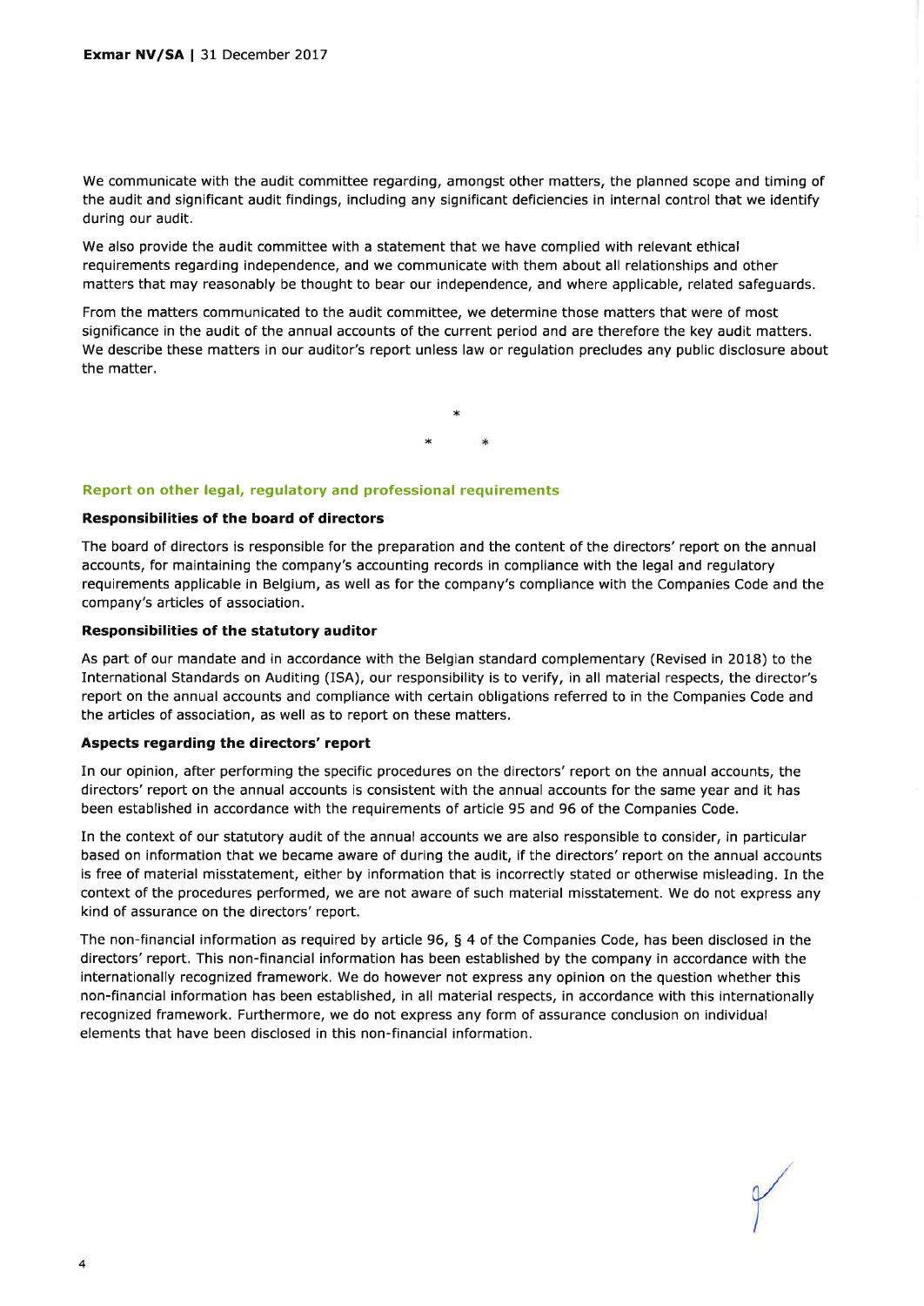We communicate with the audit committee regarding, amongst other matters, the planned scope and timing of the audit and significant audit findings, including any significant deficiencies in internal control that we identify during our audit.

We also provide the audit committee with a statement that we have complied with relevant ethical requirements regarding independence, and we communicate with them about all relationships and other matters that may reasonably be thought to bear our independence, and where applicable, related safeguards.

From the matters communicated to the audit committee, we determine those matters that were of most significance in the audit of the annual accounts of the current period and are therefore the key audit matters. We describe these matters in our auditor's report unless law or regulation precludes any public disclosure about the matter.

*

\*     *

## Report on other legal, regulatory and professional requirements

### Responsibilities of the board of directors

The board of directors is responsible for the preparation and the content of the directors' report on the annual accounts, for maintaining the company's accounting records in compliance with the legal and regulatory requirements applicable in Belgium, as well as for the company's compliance with the Companies Code and the company's articles of association.

### Responsibilities of the statutory auditor

As part of our mandate and in accordance with the Belgian standard complementary (Revised in 2018) to the International Standards on Auditing (ISA), our responsibility is to verify, in all material respects, the director's report on the annual accounts and compliance with certain obligations referred to in the Companies Code and the articles of association, as well as to report on these matters.

### Aspects regarding the directors' report

In our opinion, after performing the specific procedures on the directors' report on the annual accounts, the directors' report on the annual accounts is consistent with the annual accounts for the same year and it has been established in accordance with the requirements of article 95 and 96 of the Companies Code.

In the context of our statutory audit of the annual accounts we are also responsible to consider, in particular based on information that we became aware of during the audit, if the directors' report on the annual accounts is free of material misstatement, either by information that is incorrectly stated or otherwise misleading. In the context of the procedures performed, we are not aware of such material misstatement. We do not express any kind of assurance on the directors' report.

The non-financial information as required by article 96, § 4 of the Companies Code, has been disclosed in the directors' report. This non-financial information has been established by the company in accordance with the internationally recognized framework. We do however not express any opinion on the question whether this non-financial information has been established, in all material respects, in accordance with this internationally recognized framework. Furthermore, we do not express any form of assurance conclusion on individual elements that have been disclosed in this non-financial information.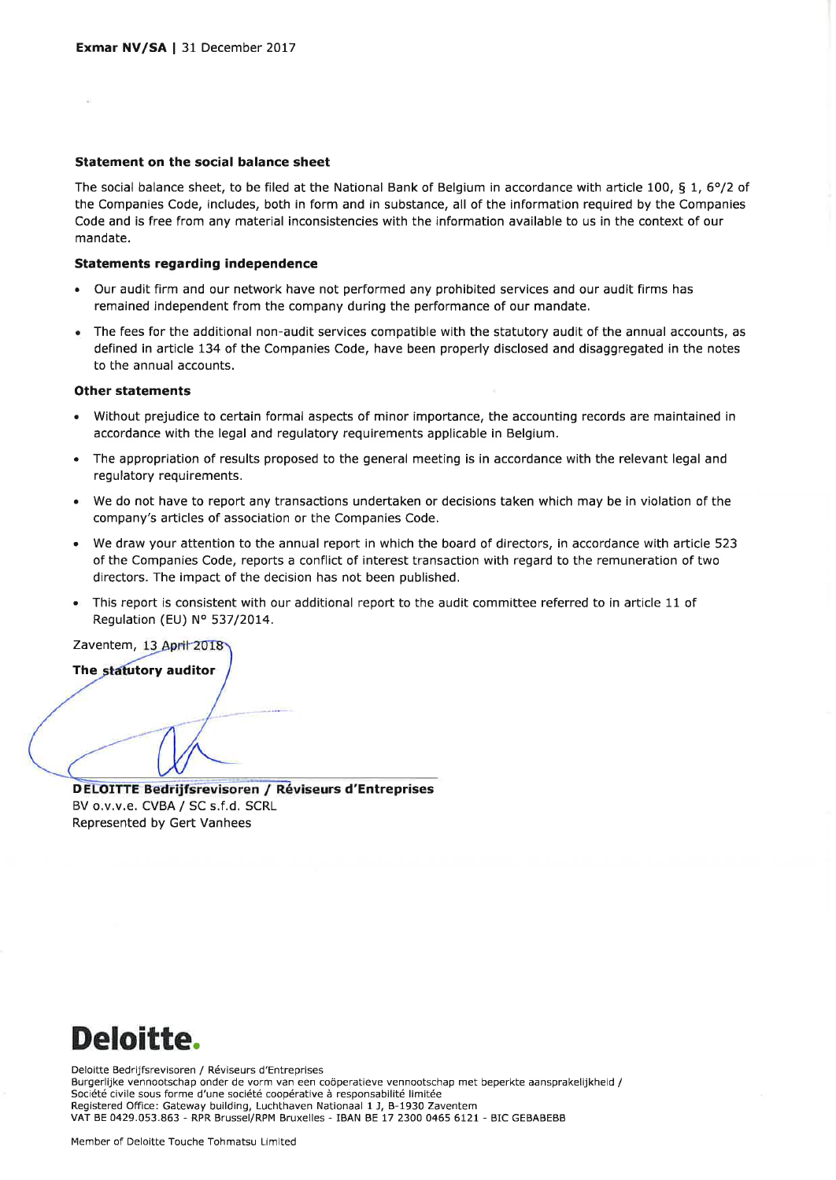**Statement on the social balance sheet**

The social balance sheet, to be filed at the National Bank of Belgium in accordance with article 100, § 1, 6°/2 of the Companies Code, includes, both in form and in substance, all of the information required by the Companies Code and is free from any material inconsistencies with the information available to us in the context of our mandate.

**Statements regarding independence**

- Our audit firm and our network have not performed any prohibited services and our audit firms has remained independent from the company during the performance of our mandate.
- The fees for the additional non-audit services compatible with the statutory audit of the annual accounts, as defined in article 134 of the Companies Code, have been properly disclosed and disaggregated in the notes to the annual accounts.

**Other statements**

- Without prejudice to certain formal aspects of minor importance, the accounting records are maintained in accordance with the legal and regulatory requirements applicable in Belgium.
- The appropriation of results proposed to the general meeting is in accordance with the relevant legal and regulatory requirements.
- We do not have to report any transactions undertaken or decisions taken which may be in violation of the company's articles of association or the Companies Code.
- We draw your attention to the annual report in which the board of directors, in accordance with article 523 of the Companies Code, reports a conflict of interest transaction with regard to the remuneration of two directors. The impact of the decision has not been published.
- This report is consistent with our additional report to the audit committee referred to in article 11 of Regulation (EU) N° 537/2014.

Zaventem, 13 April 2018

**The statutory auditor**

**DELOITTE Bedrijfsrevisoren / Réviseurs d'Entreprises**
BV o.v.v.e. CVBA / SC s.f.d. SCRL
Represented by Gert Vanhees

**Deloitte.**

Deloitte Bedrijfsrevisoren / Réviseurs d'Entreprises
Burgerlijke vennootschap onder de vorm van een coöperatieve vennootschap met beperkte aansprakelijkheid /
Société civile sous forme d'une société coopérative à responsabilité limitée
Registered Office: Gateway building, Luchthaven Nationaal 1 J, B-1930 Zaventem
VAT BE 0429.053.863 - RPR Brussel/RPM Bruxelles - IBAN BE 17 2300 0465 6121 - BIC GEBABEBB

Member of Deloitte Touche Tohmatsu Limited